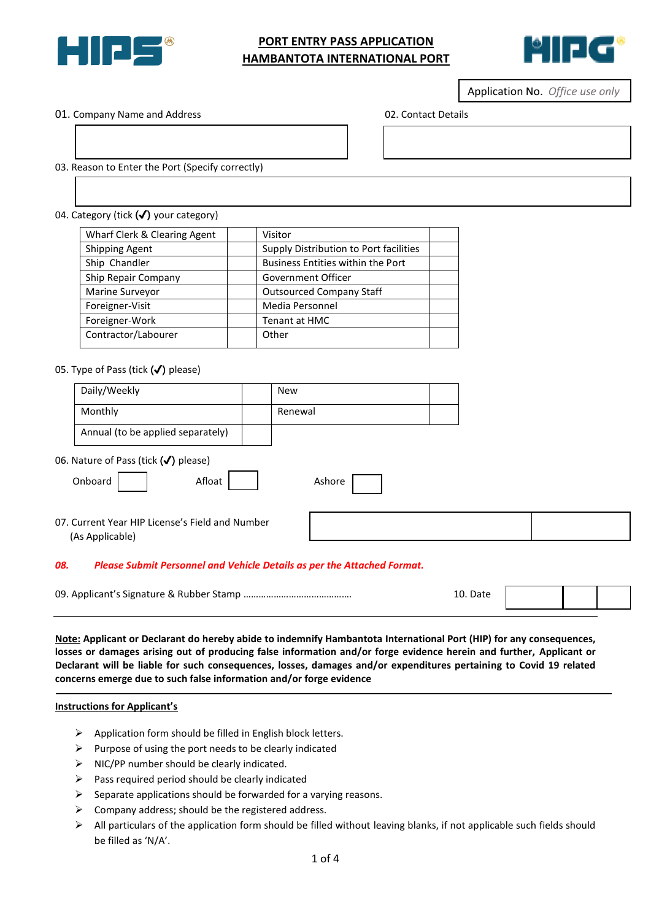# PORT ENTRY PASS APPLICATION
# HAMBANTOTA INTERNATIONAL PORT

Application No. *Office use only*

01. Company Name and Address

02. Contact Details

03. Reason to Enter the Port (Specify correctly)

04. Category (tick (✓) your category)

| Wharf Clerk & Clearing Agent | | Visitor | |
|---|---|---|---|
| Shipping Agent | | Supply Distribution to Port facilities | |
| Ship Chandler | | Business Entities within the Port | |
| Ship Repair Company | | Government Officer | |
| Marine Surveyor | | Outsourced Company Staff | |
| Foreigner-Visit | | Media Personnel | |
| Foreigner-Work | | Tenant at HMC | |
| Contractor/Labourer | | Other | |

05. Type of Pass (tick (✓) please)

| Daily/Weekly | | New | |
|---|---|---|---|
| Monthly | | Renewal | |
| Annual (to be applied separately) | | | |

06. Nature of Pass (tick (✓) please)

Onboard ☐ Afloat ☐ Ashore ☐

07. Current Year HIP License's Field and Number (As Applicable)

***08. Please Submit Personnel and Vehicle Details as per the Attached Format.***

09. Applicant's Signature & Rubber Stamp ……………………………………

10. Date

**Note: Applicant or Declarant do hereby abide to indemnify Hambantota International Port (HIP) for any consequences, losses or damages arising out of producing false information and/or forge evidence herein and further, Applicant or Declarant will be liable for such consequences, losses, damages and/or expenditures pertaining to Covid 19 related concerns emerge due to such false information and/or forge evidence**

**Instructions for Applicant's**

- Application form should be filled in English block letters.
- Purpose of using the port needs to be clearly indicated
- NIC/PP number should be clearly indicated.
- Pass required period should be clearly indicated
- Separate applications should be forwarded for a varying reasons.
- Company address; should be the registered address.
- All particulars of the application form should be filled without leaving blanks, if not applicable such fields should be filled as 'N/A'.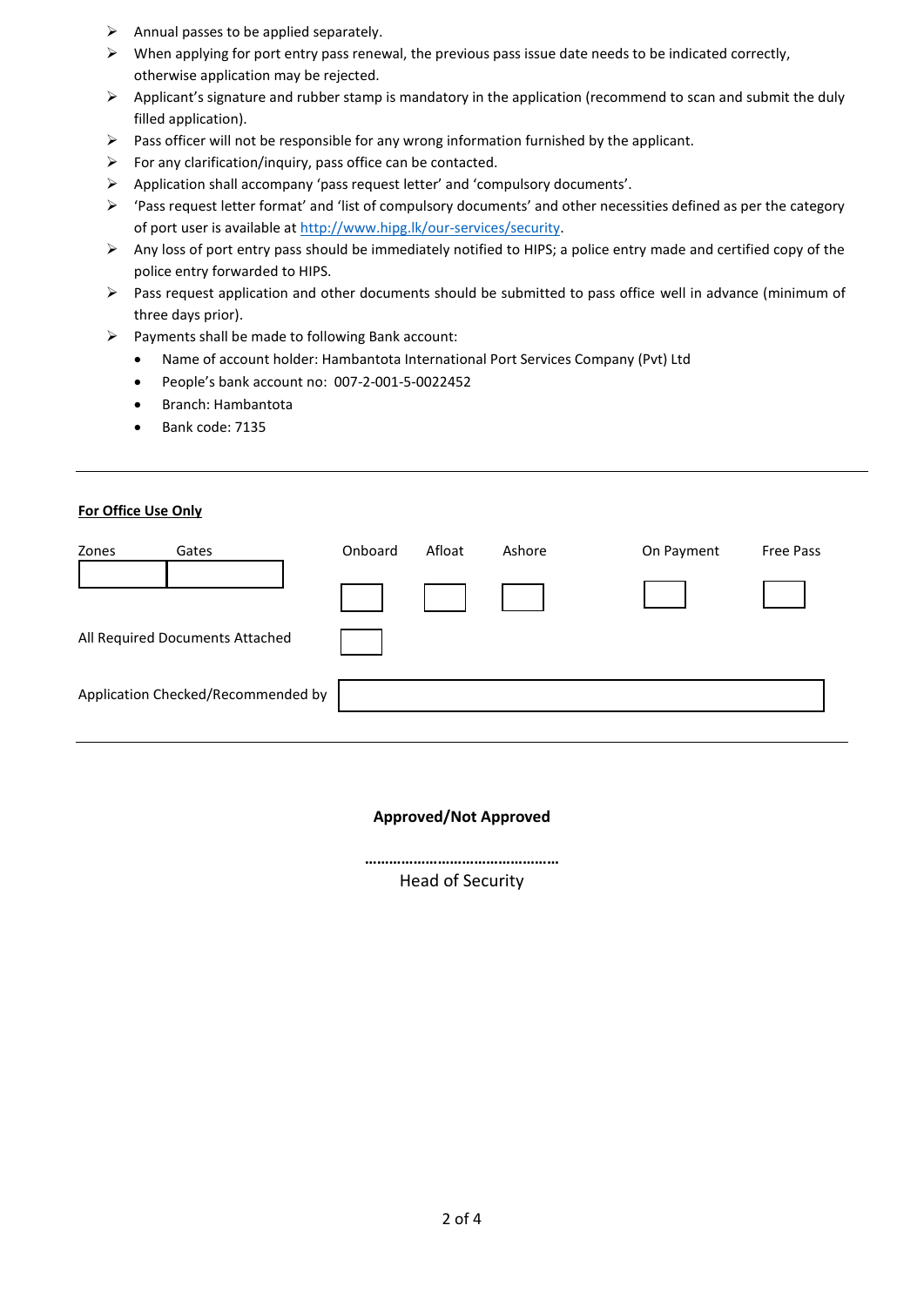- Annual passes to be applied separately.
- When applying for port entry pass renewal, the previous pass issue date needs to be indicated correctly, otherwise application may be rejected.
- Applicant's signature and rubber stamp is mandatory in the application (recommend to scan and submit the duly filled application).
- Pass officer will not be responsible for any wrong information furnished by the applicant.
- For any clarification/inquiry, pass office can be contacted.
- Application shall accompany 'pass request letter' and 'compulsory documents'.
- 'Pass request letter format' and 'list of compulsory documents' and other necessities defined as per the category of port user is available at [http://www.hipg.lk/our-services/security](http://www.hipg.lk/our-services/security).
- Any loss of port entry pass should be immediately notified to HIPS; a police entry made and certified copy of the police entry forwarded to HIPS.
- Pass request application and other documents should be submitted to pass office well in advance (minimum of three days prior).
- Payments shall be made to following Bank account:
  - Name of account holder: Hambantota International Port Services Company (Pvt) Ltd
  - People's bank account no: 007-2-001-5-0022452
  - Branch: Hambantota
  - Bank code: 7135

---

**For Office Use Only**

| Zones | Gates | Onboard | Afloat | Ashore | On Payment | Free Pass |
|---|---|---|---|---|---|---|
| | | | | | | |

| All Required Documents Attached | |
|---|---|
| Application Checked/Recommended by | |

---

**Approved/Not Approved**

…………………………………………

Head of Security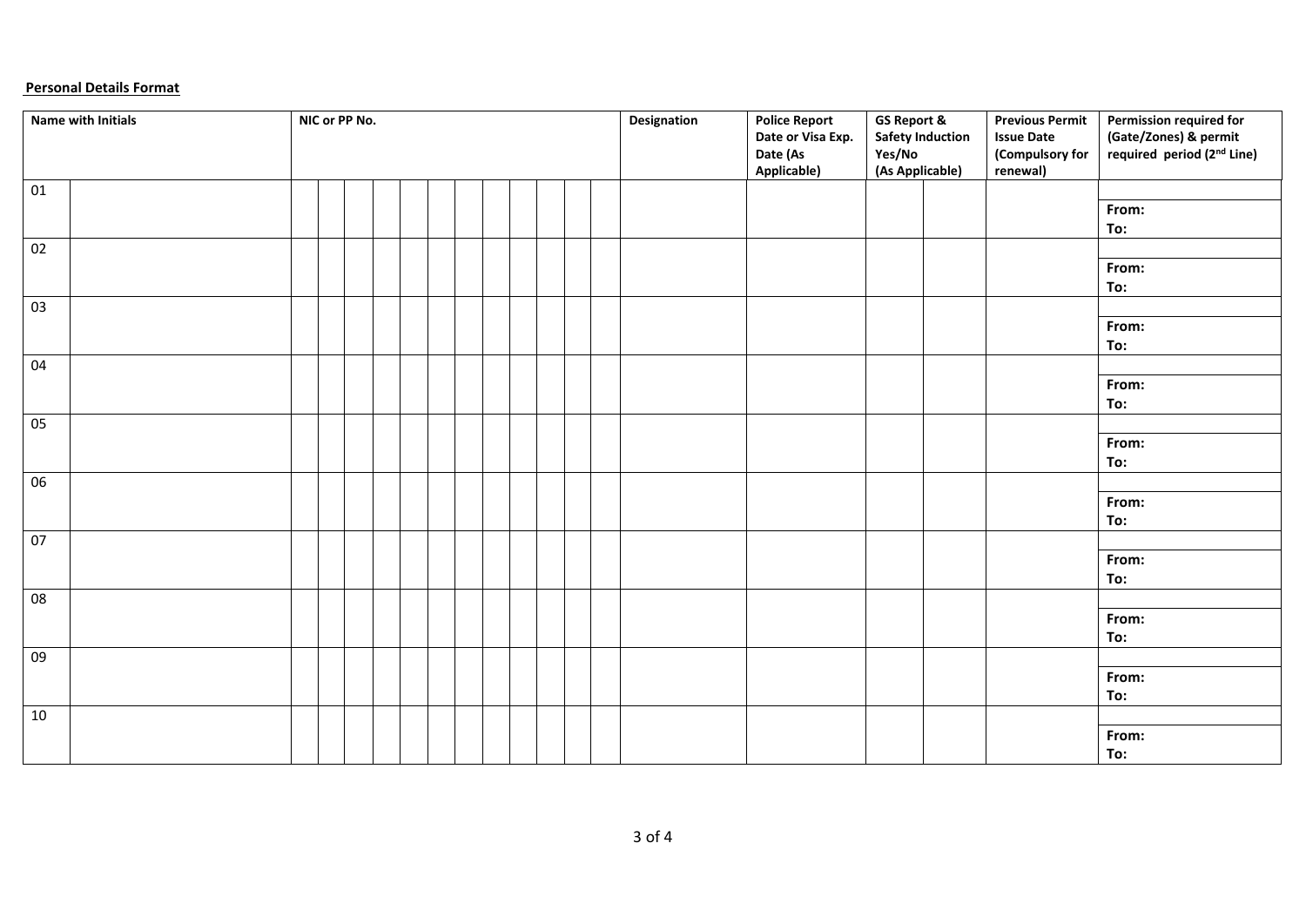**Personal Details Format**

| Name with Initials | | NIC or PP No. | | | | | | | | | | | | Designation | Police Report Date or Visa Exp. Date (As Applicable) | GS Report & Safety Induction Yes/No (As Applicable) | | Previous Permit Issue Date (Compulsory for renewal) | Permission required for (Gate/Zones) & permit required period (2nd Line) |
|---|---|---|---|---|---|---|---|---|---|---|---|---|---|---|---|---|---|---|---|
| 01 | | | | | | | | | | | | | | | | | | | From:<br>To: |
| 02 | | | | | | | | | | | | | | | | | | | From:<br>To: |
| 03 | | | | | | | | | | | | | | | | | | | From:<br>To: |
| 04 | | | | | | | | | | | | | | | | | | | From:<br>To: |
| 05 | | | | | | | | | | | | | | | | | | | From:<br>To: |
| 06 | | | | | | | | | | | | | | | | | | | From:<br>To: |
| 07 | | | | | | | | | | | | | | | | | | | From:<br>To: |
| 08 | | | | | | | | | | | | | | | | | | | From:<br>To: |
| 09 | | | | | | | | | | | | | | | | | | | From:<br>To: |
| 10 | | | | | | | | | | | | | | | | | | | From:<br>To: |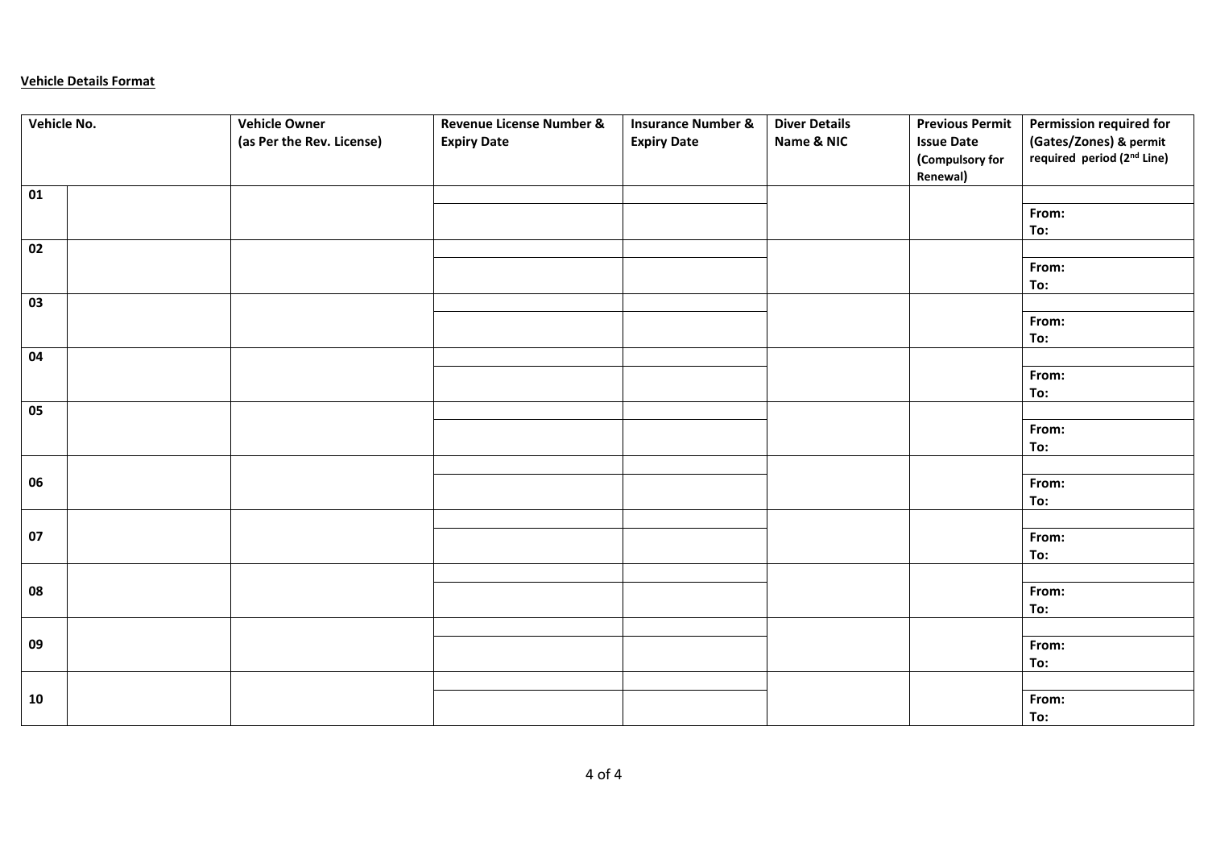**Vehicle Details Format**

| Vehicle No. | | Vehicle Owner (as Per the Rev. License) | Revenue License Number & Expiry Date | Insurance Number & Expiry Date | Diver Details Name & NIC | Previous Permit Issue Date (Compulsory for Renewal) | Permission required for (Gates/Zones) & permit required period (2nd Line) |
|---|---|---|---|---|---|---|---|
| 01 | | | | | | | |
| | | | | | | | From: To: |
| 02 | | | | | | | |
| | | | | | | | From: To: |
| 03 | | | | | | | |
| | | | | | | | From: To: |
| 04 | | | | | | | |
| | | | | | | | From: To: |
| 05 | | | | | | | |
| | | | | | | | From: To: |
| 06 | | | | | | | |
| | | | | | | | From: To: |
| 07 | | | | | | | |
| | | | | | | | From: To: |
| 08 | | | | | | | |
| | | | | | | | From: To: |
| 09 | | | | | | | |
| | | | | | | | From: To: |
| 10 | | | | | | | |
| | | | | | | | From: To: |